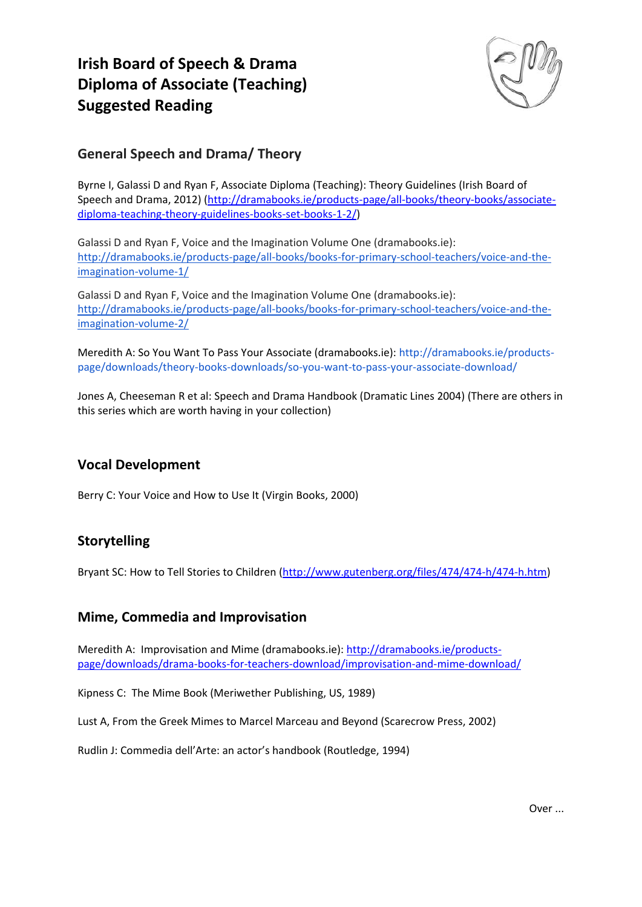# Irish Board of Speech & Drama Diploma of Associate (Teaching) Suggested Reading

## General Speech and Drama/ Theory

Byrne I, Galassi D and Ryan F, Associate Diploma (Teaching): Theory Guidelines (Irish Board of Speech and Drama, 2012) (http://dramabooks.ie/products-page/all-books/theory-books/associate-diploma-teaching-theory-guidelines-books-set-books-1-2/)

Galassi D and Ryan F, Voice and the Imagination Volume One (dramabooks.ie): http://dramabooks.ie/products-page/all-books/books-for-primary-school-teachers/voice-and-the-imagination-volume-1/

Galassi D and Ryan F, Voice and the Imagination Volume One (dramabooks.ie): http://dramabooks.ie/products-page/all-books/books-for-primary-school-teachers/voice-and-the-imagination-volume-2/

Meredith A: So You Want To Pass Your Associate (dramabooks.ie): http://dramabooks.ie/products-page/downloads/theory-books-downloads/so-you-want-to-pass-your-associate-download/

Jones A, Cheeseman R et al: Speech and Drama Handbook (Dramatic Lines 2004) (There are others in this series which are worth having in your collection)

## Vocal Development

Berry C: Your Voice and How to Use It (Virgin Books, 2000)

## Storytelling

Bryant SC: How to Tell Stories to Children (http://www.gutenberg.org/files/474/474-h/474-h.htm)

## Mime, Commedia and Improvisation

Meredith A: Improvisation and Mime (dramabooks.ie): http://dramabooks.ie/products-page/downloads/drama-books-for-teachers-download/improvisation-and-mime-download/

Kipness C: The Mime Book (Meriwether Publishing, US, 1989)

Lust A, From the Greek Mimes to Marcel Marceau and Beyond (Scarecrow Press, 2002)

Rudlin J: Commedia dell'Arte: an actor's handbook (Routledge, 1994)

Over ...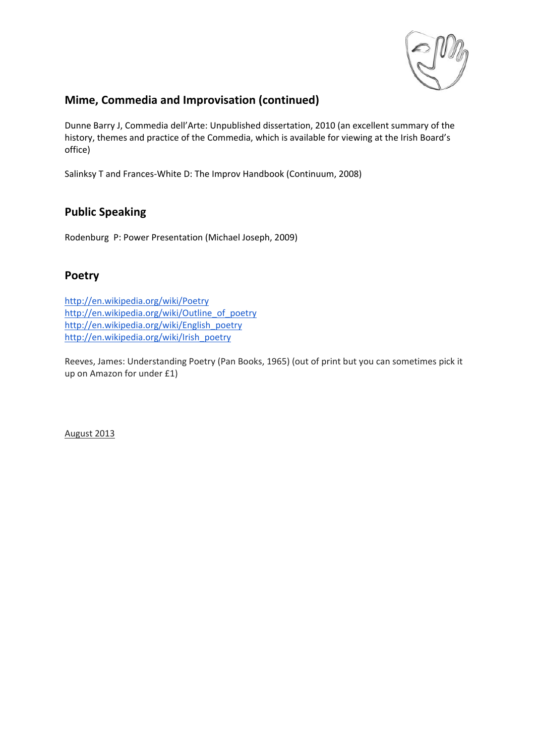## Mime, Commedia and Improvisation (continued)

Dunne Barry J, Commedia dell'Arte: Unpublished dissertation, 2010 (an excellent summary of the history, themes and practice of the Commedia, which is available for viewing at the Irish Board's office)

Salinksy T and Frances-White D: The Improv Handbook (Continuum, 2008)

## Public Speaking

Rodenburg P: Power Presentation (Michael Joseph, 2009)

## Poetry

http://en.wikipedia.org/wiki/Poetry
http://en.wikipedia.org/wiki/Outline_of_poetry
http://en.wikipedia.org/wiki/English_poetry
http://en.wikipedia.org/wiki/Irish_poetry

Reeves, James: Understanding Poetry (Pan Books, 1965) (out of print but you can sometimes pick it up on Amazon for under £1)

August 2013